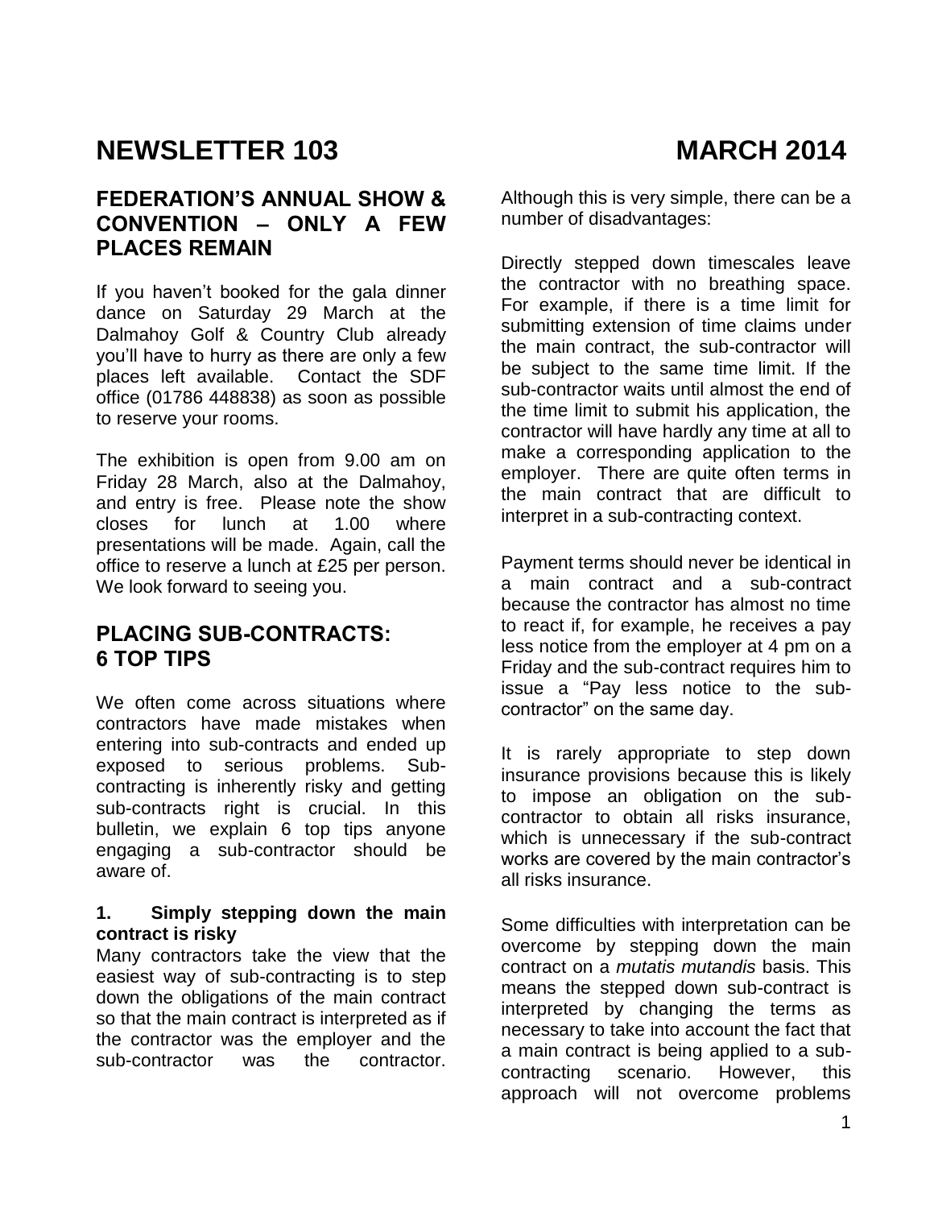# NEWSLETTER 103 MARCH 2014

## FEDERATION'S ANNUAL SHOW & CONVENTION – ONLY A FEW PLACES REMAIN

If you haven't booked for the gala dinner dance on Saturday 29 March at the Dalmahoy Golf & Country Club already you'll have to hurry as there are only a few places left available. Contact the SDF office (01786 448838) as soon as possible to reserve your rooms.

The exhibition is open from 9.00 am on Friday 28 March, also at the Dalmahoy, and entry is free. Please note the show closes for lunch at 1.00 where presentations will be made. Again, call the office to reserve a lunch at £25 per person. We look forward to seeing you.

## PLACING SUB-CONTRACTS: 6 TOP TIPS

We often come across situations where contractors have made mistakes when entering into sub-contracts and ended up exposed to serious problems. Sub-contracting is inherently risky and getting sub-contracts right is crucial. In this bulletin, we explain 6 top tips anyone engaging a sub-contractor should be aware of.

**1. Simply stepping down the main contract is risky**

Many contractors take the view that the easiest way of sub-contracting is to step down the obligations of the main contract so that the main contract is interpreted as if the contractor was the employer and the sub-contractor was the contractor. Although this is very simple, there can be a number of disadvantages:

Directly stepped down timescales leave the contractor with no breathing space. For example, if there is a time limit for submitting extension of time claims under the main contract, the sub-contractor will be subject to the same time limit. If the sub-contractor waits until almost the end of the time limit to submit his application, the contractor will have hardly any time at all to make a corresponding application to the employer. There are quite often terms in the main contract that are difficult to interpret in a sub-contracting context.

Payment terms should never be identical in a main contract and a sub-contract because the contractor has almost no time to react if, for example, he receives a pay less notice from the employer at 4 pm on a Friday and the sub-contract requires him to issue a "Pay less notice to the sub-contractor" on the same day.

It is rarely appropriate to step down insurance provisions because this is likely to impose an obligation on the sub-contractor to obtain all risks insurance, which is unnecessary if the sub-contract works are covered by the main contractor's all risks insurance.

Some difficulties with interpretation can be overcome by stepping down the main contract on a *mutatis mutandis* basis. This means the stepped down sub-contract is interpreted by changing the terms as necessary to take into account the fact that a main contract is being applied to a sub-contracting scenario. However, this approach will not overcome problems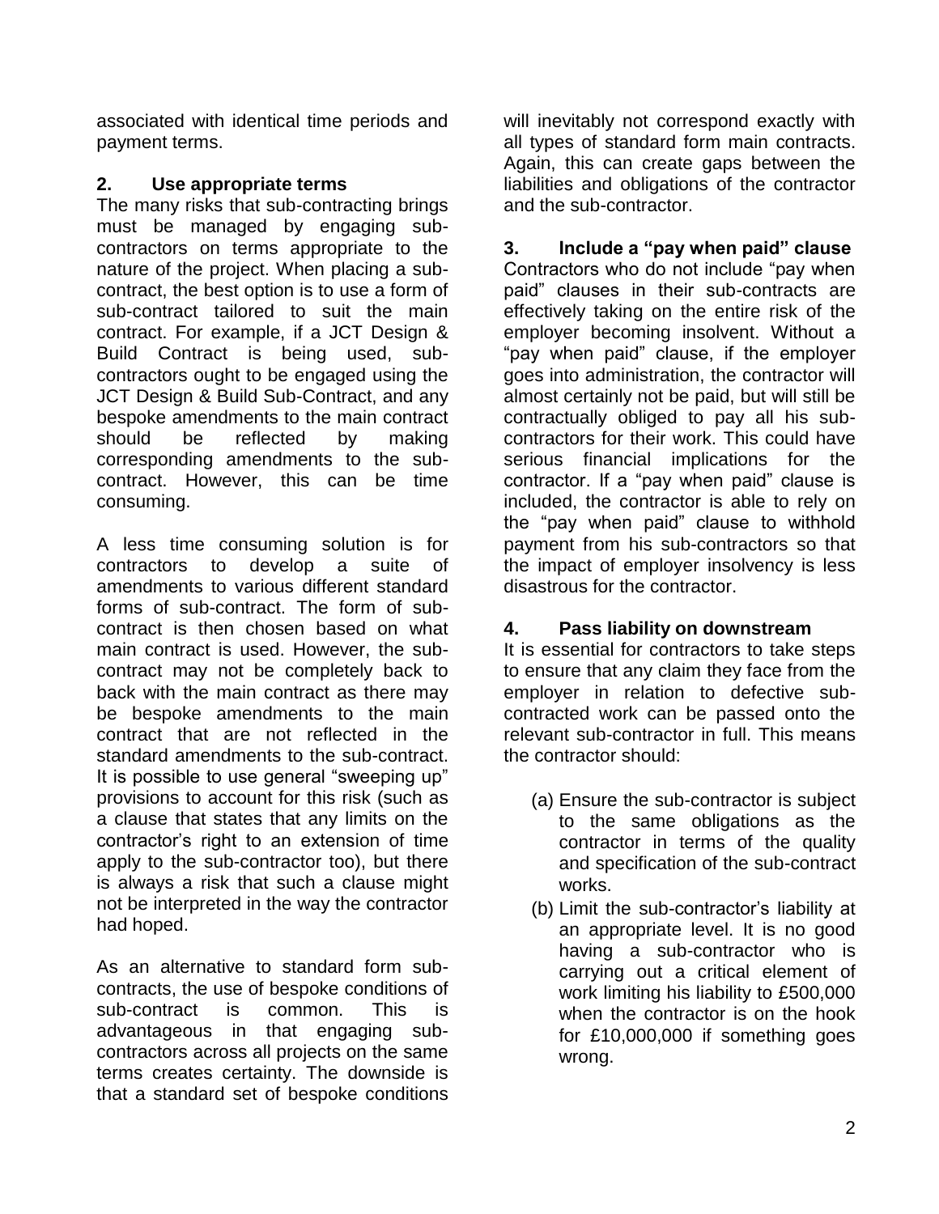associated with identical time periods and payment terms.

## 2. Use appropriate terms

The many risks that sub-contracting brings must be managed by engaging sub-contractors on terms appropriate to the nature of the project. When placing a sub-contract, the best option is to use a form of sub-contract tailored to suit the main contract. For example, if a JCT Design & Build Contract is being used, sub-contractors ought to be engaged using the JCT Design & Build Sub-Contract, and any bespoke amendments to the main contract should be reflected by making corresponding amendments to the sub-contract. However, this can be time consuming.

A less time consuming solution is for contractors to develop a suite of amendments to various different standard forms of sub-contract. The form of sub-contract is then chosen based on what main contract is used. However, the sub-contract may not be completely back to back with the main contract as there may be bespoke amendments to the main contract that are not reflected in the standard amendments to the sub-contract. It is possible to use general "sweeping up" provisions to account for this risk (such as a clause that states that any limits on the contractor's right to an extension of time apply to the sub-contractor too), but there is always a risk that such a clause might not be interpreted in the way the contractor had hoped.

As an alternative to standard form sub-contracts, the use of bespoke conditions of sub-contract is common. This is advantageous in that engaging sub-contractors across all projects on the same terms creates certainty. The downside is that a standard set of bespoke conditions will inevitably not correspond exactly with all types of standard form main contracts. Again, this can create gaps between the liabilities and obligations of the contractor and the sub-contractor.

## 3. Include a "pay when paid" clause

Contractors who do not include "pay when paid" clauses in their sub-contracts are effectively taking on the entire risk of the employer becoming insolvent. Without a "pay when paid" clause, if the employer goes into administration, the contractor will almost certainly not be paid, but will still be contractually obliged to pay all his sub-contractors for their work. This could have serious financial implications for the contractor. If a "pay when paid" clause is included, the contractor is able to rely on the "pay when paid" clause to withhold payment from his sub-contractors so that the impact of employer insolvency is less disastrous for the contractor.

## 4. Pass liability on downstream

It is essential for contractors to take steps to ensure that any claim they face from the employer in relation to defective sub-contracted work can be passed onto the relevant sub-contractor in full. This means the contractor should:

(a) Ensure the sub-contractor is subject to the same obligations as the contractor in terms of the quality and specification of the sub-contract works.

(b) Limit the sub-contractor's liability at an appropriate level. It is no good having a sub-contractor who is carrying out a critical element of work limiting his liability to £500,000 when the contractor is on the hook for £10,000,000 if something goes wrong.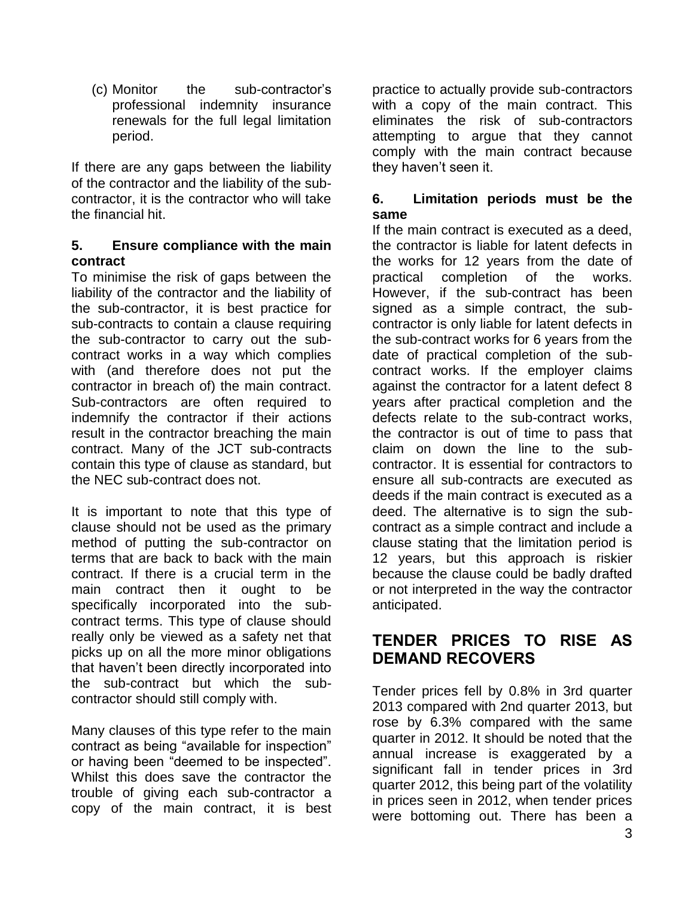(c) Monitor the sub-contractor's professional indemnity insurance renewals for the full legal limitation period.

If there are any gaps between the liability of the contractor and the liability of the sub-contractor, it is the contractor who will take the financial hit.

### 5. Ensure compliance with the main contract

To minimise the risk of gaps between the liability of the contractor and the liability of the sub-contractor, it is best practice for sub-contracts to contain a clause requiring the sub-contractor to carry out the sub-contract works in a way which complies with (and therefore does not put the contractor in breach of) the main contract. Sub-contractors are often required to indemnify the contractor if their actions result in the contractor breaching the main contract. Many of the JCT sub-contracts contain this type of clause as standard, but the NEC sub-contract does not.

It is important to note that this type of clause should not be used as the primary method of putting the sub-contractor on terms that are back to back with the main contract. If there is a crucial term in the main contract then it ought to be specifically incorporated into the sub-contract terms. This type of clause should really only be viewed as a safety net that picks up on all the more minor obligations that haven't been directly incorporated into the sub-contract but which the sub-contractor should still comply with.

Many clauses of this type refer to the main contract as being "available for inspection" or having been "deemed to be inspected". Whilst this does save the contractor the trouble of giving each sub-contractor a copy of the main contract, it is best practice to actually provide sub-contractors with a copy of the main contract. This eliminates the risk of sub-contractors attempting to argue that they cannot comply with the main contract because they haven't seen it.

### 6. Limitation periods must be the same

If the main contract is executed as a deed, the contractor is liable for latent defects in the works for 12 years from the date of practical completion of the works. However, if the sub-contract has been signed as a simple contract, the sub-contractor is only liable for latent defects in the sub-contract works for 6 years from the date of practical completion of the sub-contract works. If the employer claims against the contractor for a latent defect 8 years after practical completion and the defects relate to the sub-contract works, the contractor is out of time to pass that claim on down the line to the sub-contractor. It is essential for contractors to ensure all sub-contracts are executed as deeds if the main contract is executed as a deed. The alternative is to sign the sub-contract as a simple contract and include a clause stating that the limitation period is 12 years, but this approach is riskier because the clause could be badly drafted or not interpreted in the way the contractor anticipated.

## TENDER PRICES TO RISE AS DEMAND RECOVERS

Tender prices fell by 0.8% in 3rd quarter 2013 compared with 2nd quarter 2013, but rose by 6.3% compared with the same quarter in 2012. It should be noted that the annual increase is exaggerated by a significant fall in tender prices in 3rd quarter 2012, this being part of the volatility in prices seen in 2012, when tender prices were bottoming out. There has been a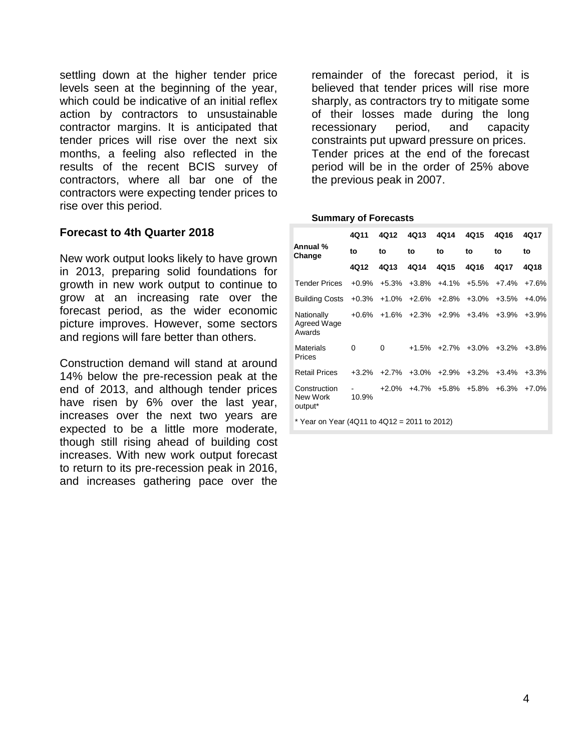settling down at the higher tender price levels seen at the beginning of the year, which could be indicative of an initial reflex action by contractors to unsustainable contractor margins. It is anticipated that tender prices will rise over the next six months, a feeling also reflected in the results of the recent BCIS survey of contractors, where all bar one of the contractors were expecting tender prices to rise over this period.

### Forecast to 4th Quarter 2018

New work output looks likely to have grown in 2013, preparing solid foundations for growth in new work output to continue to grow at an increasing rate over the forecast period, as the wider economic picture improves. However, some sectors and regions will fare better than others.

Construction demand will stand at around 14% below the pre-recession peak at the end of 2013, and although tender prices have risen by 6% over the last year, increases over the next two years are expected to be a little more moderate, though still rising ahead of building cost increases. With new work output forecast to return to its pre-recession peak in 2016, and increases gathering pace over the remainder of the forecast period, it is believed that tender prices will rise more sharply, as contractors try to mitigate some of their losses made during the long recessionary period, and capacity constraints put upward pressure on prices. Tender prices at the end of the forecast period will be in the order of 25% above the previous peak in 2007.

**Summary of Forecasts**

| Annual % Change | 4Q11 to 4Q12 | 4Q12 to 4Q13 | 4Q13 to 4Q14 | 4Q14 to 4Q15 | 4Q15 to 4Q16 | 4Q16 to 4Q17 | 4Q17 to 4Q18 |
|---|---|---|---|---|---|---|---|
| Tender Prices | +0.9% | +5.3% | +3.8% | +4.1% | +5.5% | +7.4% | +7.6% |
| Building Costs | +0.3% | +1.0% | +2.6% | +2.8% | +3.0% | +3.5% | +4.0% |
| Nationally Agreed Wage Awards | +0.6% | +1.6% | +2.3% | +2.9% | +3.4% | +3.9% | +3.9% |
| Materials Prices | 0 | 0 | +1.5% | +2.7% | +3.0% | +3.2% | +3.8% |
| Retail Prices | +3.2% | +2.7% | +3.0% | +2.9% | +3.2% | +3.4% | +3.3% |
| Construction New Work output* | -10.9% | +2.0% | +4.7% | +5.8% | +5.8% | +6.3% | +7.0% |

* Year on Year (4Q11 to 4Q12 = 2011 to 2012)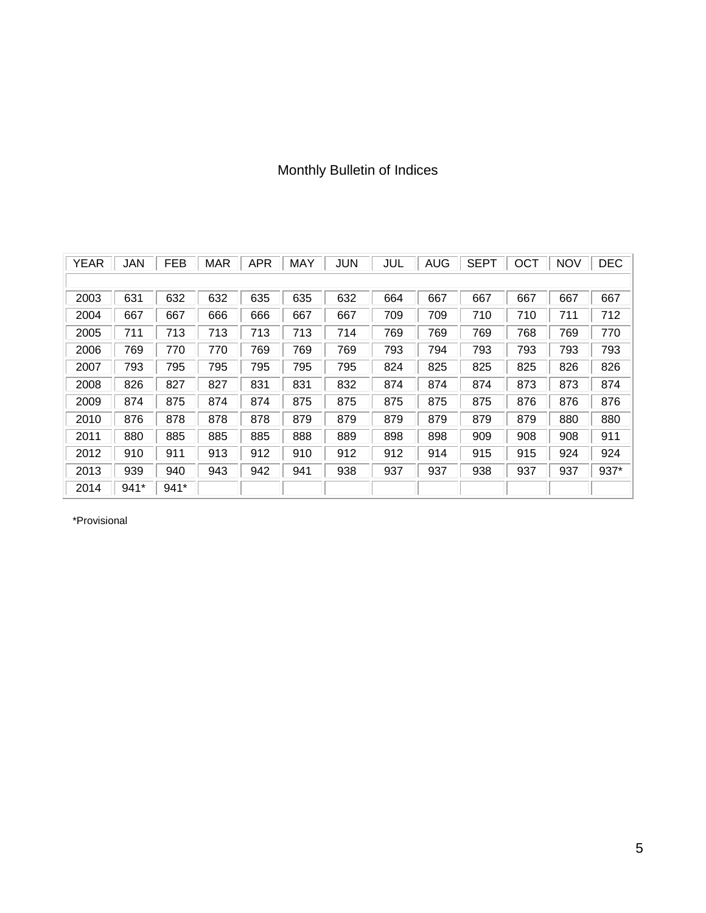Monthly Bulletin of Indices

| YEAR | JAN | FEB | MAR | APR | MAY | JUN | JUL | AUG | SEPT | OCT | NOV | DEC |
|---|---|---|---|---|---|---|---|---|---|---|---|---|
| 2003 | 631 | 632 | 632 | 635 | 635 | 632 | 664 | 667 | 667 | 667 | 667 | 667 |
| 2004 | 667 | 667 | 666 | 666 | 667 | 667 | 709 | 709 | 710 | 710 | 711 | 712 |
| 2005 | 711 | 713 | 713 | 713 | 713 | 714 | 769 | 769 | 769 | 768 | 769 | 770 |
| 2006 | 769 | 770 | 770 | 769 | 769 | 769 | 793 | 794 | 793 | 793 | 793 | 793 |
| 2007 | 793 | 795 | 795 | 795 | 795 | 795 | 824 | 825 | 825 | 825 | 826 | 826 |
| 2008 | 826 | 827 | 827 | 831 | 831 | 832 | 874 | 874 | 874 | 873 | 873 | 874 |
| 2009 | 874 | 875 | 874 | 874 | 875 | 875 | 875 | 875 | 875 | 876 | 876 | 876 |
| 2010 | 876 | 878 | 878 | 878 | 879 | 879 | 879 | 879 | 879 | 879 | 880 | 880 |
| 2011 | 880 | 885 | 885 | 885 | 888 | 889 | 898 | 898 | 909 | 908 | 908 | 911 |
| 2012 | 910 | 911 | 913 | 912 | 910 | 912 | 912 | 914 | 915 | 915 | 924 | 924 |
| 2013 | 939 | 940 | 943 | 942 | 941 | 938 | 937 | 937 | 938 | 937 | 937 | 937* |
| 2014 | 941* | 941* | | | | | | | | | | |

*Provisional